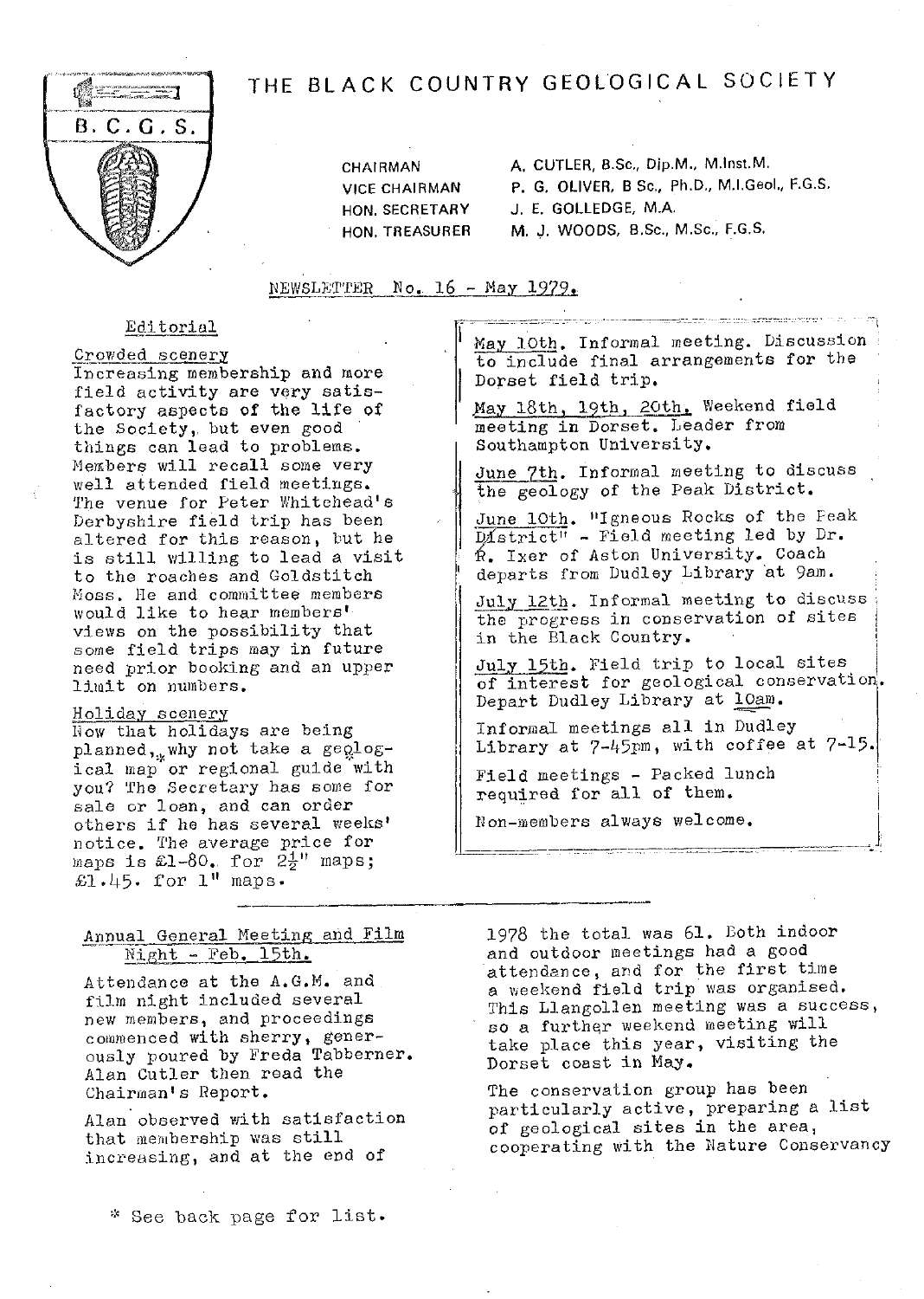# THE BLACK COUNTRY GEOLOGICAL SOCIETY

B.C.G.S.

CHAIRMAN A. CUTLER, B.Sc., Dip.M., M.Inst.M.
VICE CHAIRMAN P. G. OLIVER, B Sc., Ph.D., M.I.Geol., F.G.S.
HON. SECRETARY J. E. GOLLEDGE, M.A.
HON. TREASURER M. J. WOODS, B.Sc., M.Sc., F.G.S.

NEWSLETTER No. 16 - May 1979.

## Editorial

### Crowded scenery

Increasing membership and more field activity are very satisfactory aspects of the life of the Society, but even good things can lead to problems. Members will recall some very well attended field meetings. The venue for Peter Whitehead's Derbyshire field trip has been altered for this reason, but he is still willing to lead a visit to the roaches and Goldstitch Moss. He and committee members would like to hear members' views on the possibility that some field trips may in future need prior booking and an upper limit on numbers.

### Holiday scenery

Now that holidays are being planned,* why not take a geological map or regional guide with you? The Secretary has some for sale or loan, and can order others if he has several weeks' notice. The average price for maps is £1-80. for 2½" maps; £1.45. for 1" maps.

May 10th. Informal meeting. Discussion to include final arrangements for the Dorset field trip.

May 18th, 19th, 20th. Weekend field meeting in Dorset. Leader from Southampton University.

June 7th. Informal meeting to discuss the geology of the Peak District.

June 10th. "Igneous Rocks of the Peak District" - Field meeting led by Dr. R. Ixer of Aston University. Coach departs from Dudley Library at 9am.

July 12th. Informal meeting to discuss the progress in conservation of sites in the Black Country.

July 15th. Field trip to local sites of interest for geological conservation. Depart Dudley Library at 10am.

Informal meetings all in Dudley Library at 7-45pm, with coffee at 7-15.

Field meetings - Packed lunch required for all of them.

Non-members always welcome.

## Annual General Meeting and Film Night - Feb. 15th.

Attendance at the A.G.M. and film night included several new members, and proceedings commenced with sherry, generously poured by Freda Tabberner. Alan Cutler then read the Chairman's Report.

Alan observed with satisfaction that membership was still increasing, and at the end of 1978 the total was 61. Both indoor and outdoor meetings had a good attendance, and for the first time a weekend field trip was organised. This Llangollen meeting was a success, so a further weekend meeting will take place this year, visiting the Dorset coast in May.

The conservation group has been particularly active, preparing a list of geological sites in the area, cooperating with the Nature Conservancy

\* See back page for list.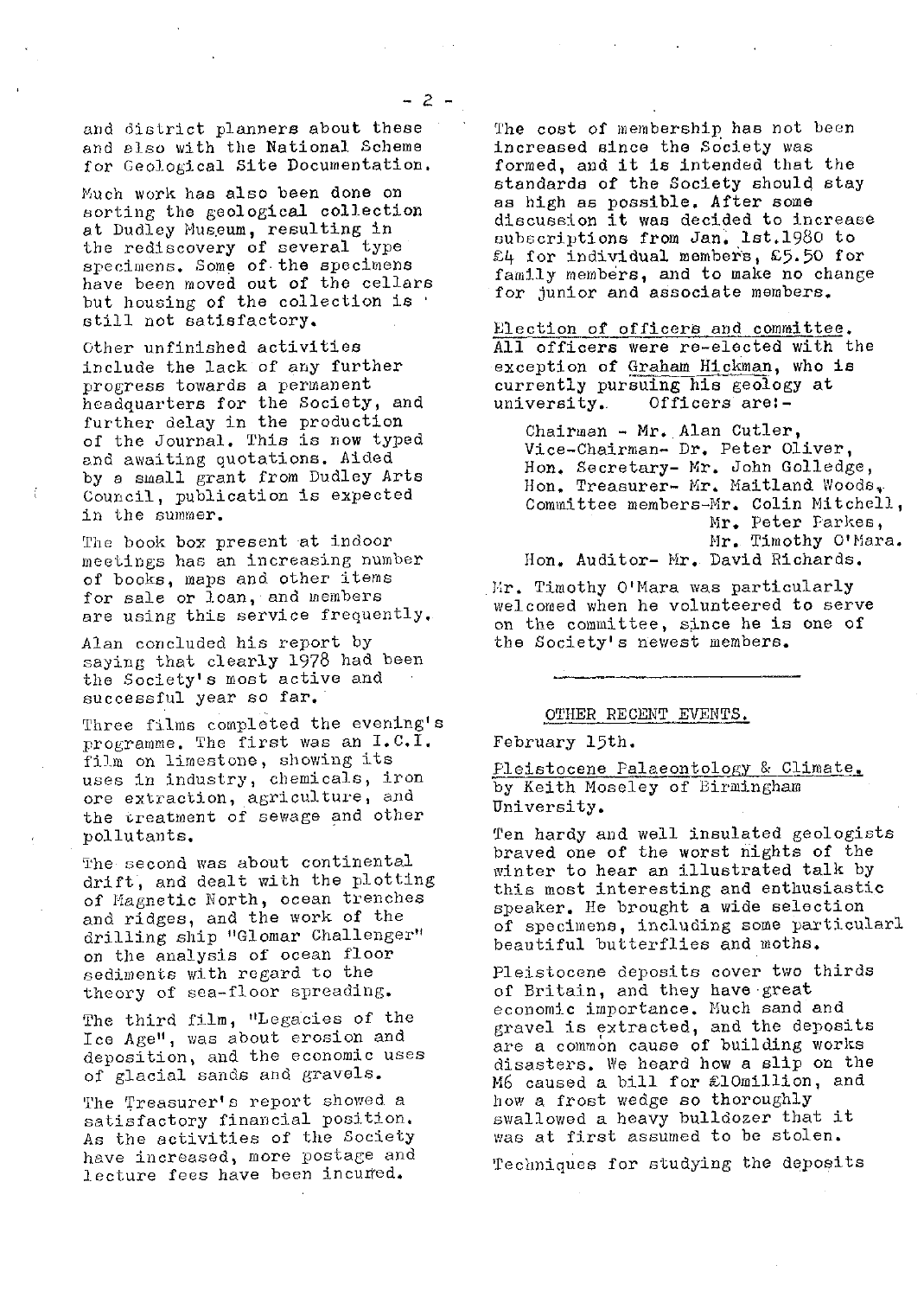and district planners about these and also with the National Scheme for Geological Site Documentation.

Much work has also been done on sorting the geological collection at Dudley Museum, resulting in the rediscovery of several type specimens. Some of the specimens have been moved out of the cellars but housing of the collection is still not satisfactory.

Other unfinished activities include the lack of any further progress towards a permanent headquarters for the Society, and further delay in the production of the Journal. This is now typed and awaiting quotations. Aided by a small grant from Dudley Arts Council, publication is expected in the summer.

The book box present at indoor meetings has an increasing number of books, maps and other items for sale or loan, and members are using this service frequently.

Alan concluded his report by saying that clearly 1978 had been the Society's most active and successful year so far.

Three films completed the evening's programme. The first was an I.C.I. film on limestone, showing its uses in industry, chemicals, iron ore extraction, agriculture, and the treatment of sewage and other pollutants.

The second was about continental drift, and dealt with the plotting of Magnetic North, ocean trenches and ridges, and the work of the drilling ship "Glomar Challenger" on the analysis of ocean floor sediments with regard to the theory of sea-floor spreading.

The third film, "Legacies of the Ice Age", was about erosion and deposition, and the economic uses of glacial sands and gravels.

The Treasurer's report showed a satisfactory financial position. As the activities of the Society have increased, more postage and lecture fees have been incurred.

The cost of membership has not been increased since the Society was formed, and it is intended that the standards of the Society should stay as high as possible. After some discussion it was decided to increase subscriptions from Jan. 1st.1980 to £4 for individual members, £5.50 for family members, and to make no change for junior and associate members.

Election of officers and committee. All officers were re-elected with the exception of Graham Hickman, who is currently pursuing his geology at university. Officers are:-

Chairman - Mr. Alan Cutler,
Vice-Chairman- Dr. Peter Oliver,
Hon. Secretary- Mr. John Golledge,
Hon. Treasurer- Mr. Maitland Woods,
Committee members-Mr. Colin Mitchell,
Mr. Peter Parkes,
Mr. Timothy O'Mara.
Hon. Auditor- Mr. David Richards.

Mr. Timothy O'Mara was particularly welcomed when he volunteered to serve on the committee, since he is one of the Society's newest members.

---

## OTHER RECENT EVENTS.

February 15th.

Pleistocene Palaeontology & Climate. by Keith Moseley of Birmingham University.

Ten hardy and well insulated geologists braved one of the worst nights of the winter to hear an illustrated talk by this most interesting and enthusiastic speaker. He brought a wide selection of specimens, including some particularl beautiful butterflies and moths.

Pleistocene deposits cover two thirds of Britain, and they have great economic importance. Much sand and gravel is extracted, and the deposits are a common cause of building works disasters. We heard how a slip on the M6 caused a bill for £10million, and how a frost wedge so thoroughly swallowed a heavy bulldozer that it was at first assumed to be stolen.

Techniques for studying the deposits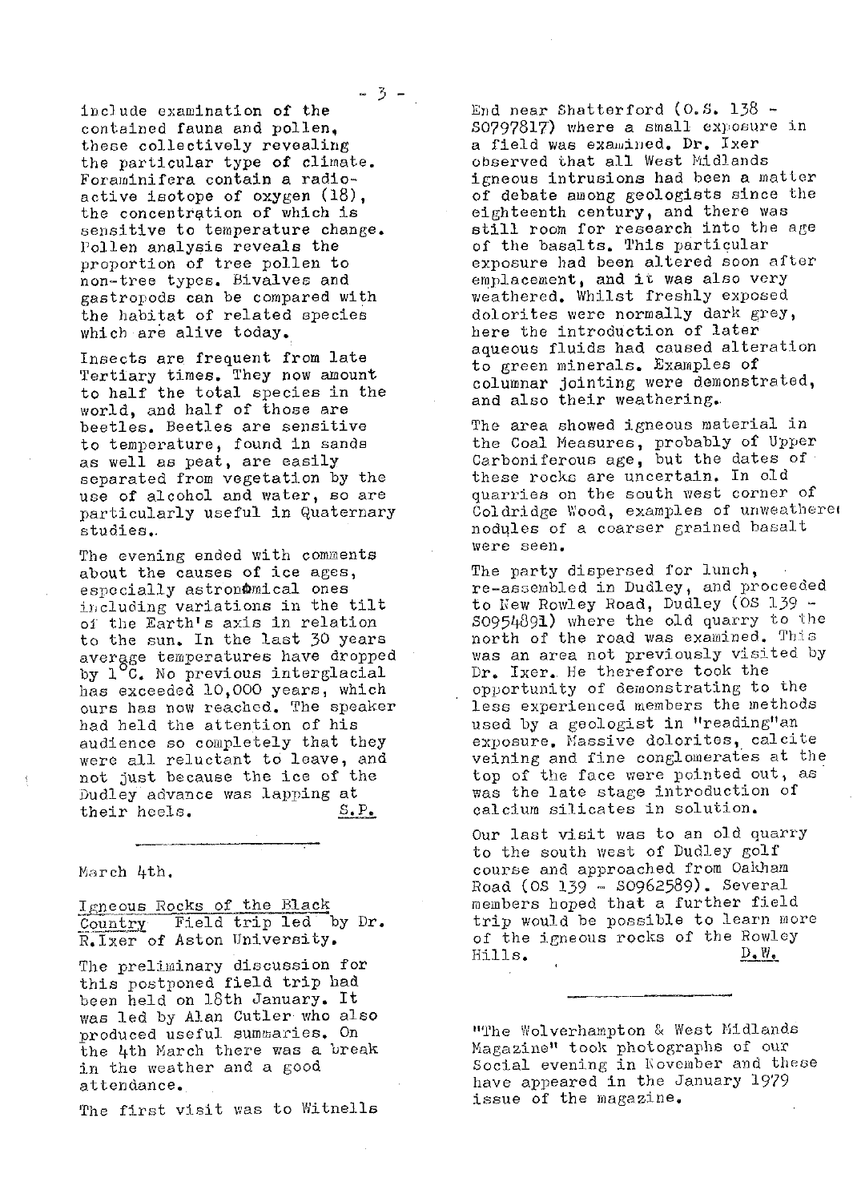include examination of the contained fauna and pollen, these collectively revealing the particular type of climate. Foraminifera contain a radio-active isotope of oxygen (18), the concentration of which is sensitive to temperature change. Pollen analysis reveals the proportion of tree pollen to non-tree types. Bivalves and gastropods can be compared with the habitat of related species which are alive today.

Insects are frequent from late Tertiary times. They now amount to half the total species in the world, and half of those are beetles. Beetles are sensitive to temperature, found in sands as well as peat, are easily separated from vegetation by the use of alcohol and water, so are particularly useful in Quaternary studies.

The evening ended with comments about the causes of ice ages, especially astronomical ones including variations in the tilt of the Earth's axis in relation to the sun. In the last 30 years average temperatures have dropped by 1°C. No previous interglacial has exceeded 10,000 years, which ours has now reached. The speaker had held the attention of his audience so completely that they were all reluctant to leave, and not just because the ice of the Dudley advance was lapping at their heels. S.P.

---

March 4th.

Igneous Rocks of the Black Country Field trip led by Dr. R.Ixer of Aston University.

The preliminary discussion for this postponed field trip had been held on 18th January. It was led by Alan Cutler who also produced useful summaries. On the 4th March there was a break in the weather and a good attendance.

The first visit was to Witnells End near Shatterford (O.S. 138 - SO797817) where a small exposure in a field was examined. Dr. Ixer observed that all West Midlands igneous intrusions had been a matter of debate among geologists since the eighteenth century, and there was still room for research into the age of the basalts. This particular exposure had been altered soon after emplacement, and it was also very weathered. Whilst freshly exposed dolorites were normally dark grey, here the introduction of later aqueous fluids had caused alteration to green minerals. Examples of columnar jointing were demonstrated, and also their weathering.

The area showed igneous material in the Coal Measures, probably of Upper Carboniferous age, but the dates of these rocks are uncertain. In old quarries on the south west corner of Coldridge Wood, examples of unweathered nodules of a coarser grained basalt were seen.

The party dispersed for lunch, re-assembled in Dudley, and proceeded to New Rowley Road, Dudley (OS 139 - SO954891) where the old quarry to the north of the road was examined. This was an area not previously visited by Dr. Ixer. He therefore took the opportunity of demonstrating to the less experienced members the methods used by a geologist in "reading" an exposure. Massive dolorites, calcite veining and fine conglomerates at the top of the face were pointed out, as was the late stage introduction of calcium silicates in solution.

Our last visit was to an old quarry to the south west of Dudley golf course and approached from Oakham Road (OS 139 - SO962589). Several members hoped that a further field trip would be possible to learn more of the igneous rocks of the Rowley Hills. D.W.

---

"The Wolverhampton & West Midlands Magazine" took photographs of our Social evening in November and these have appeared in the January 1979 issue of the magazine.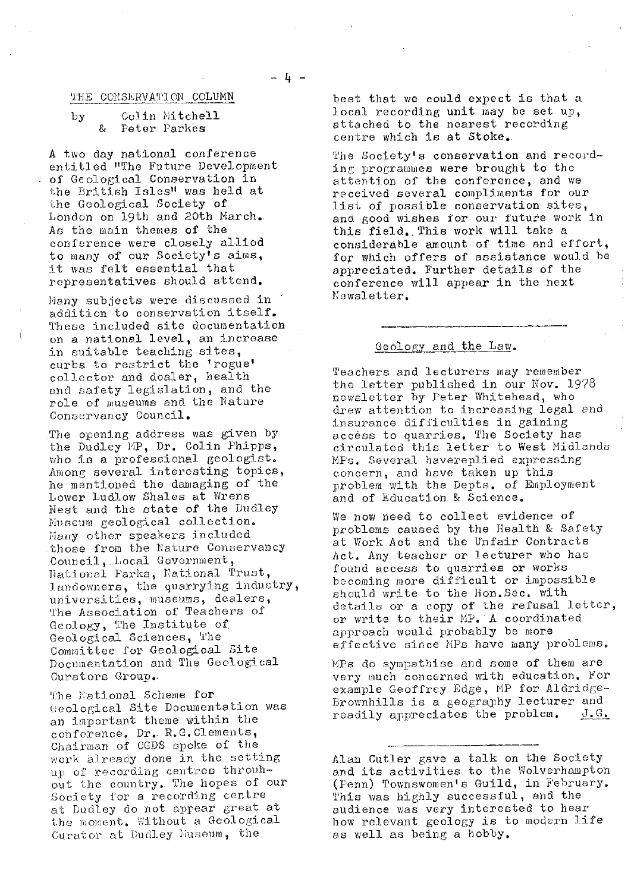## THE CONSERVATION COLUMN

by Colin Mitchell & Peter Parkes

A two day national conference entitled "The Future Development of Geological Conservation in the British Isles" was held at the Geological Society of London on 19th and 20th March. As the main themes of the conference were closely allied to many of our Society's aims, it was felt essential that representatives should attend.

Many subjects were discussed in addition to conservation itself. These included site documentation on a national level, an increase in suitable teaching sites, curbs to restrict the 'rogue' collector and dealer, health and safety legislation, and the role of museums and the Nature Conservancy Council.

The opening address was given by the Dudley MP, Dr. Colin Phipps, who is a professional geologist. Among several interesting topics, he mentioned the damaging of the Lower Ludlow Shales at Wrens Nest and the state of the Dudley Museum geological collection. Many other speakers included those from the Nature Conservancy Council, Local Government, National Parks, National Trust, landowners, the quarrying industry, universities, museums, dealers, The Association of Teachers of Geology, The Institute of Geological Sciences, The Committee for Geological Site Documentation and The Geological Curators Group.

The National Scheme for Geological Site Documentation was an important theme within the conference. Dr. R.G.Clements, Chairman of CGDS spoke of the work already done in the setting up of recording centres throuh-out the country. The hopes of our Society for a recording centre at Dudley do not appear great at the moment. Without a Geological Curator at Dudley Museum, the best that we could expect is that a local recording unit may be set up, attached to the nearest recording centre which is at Stoke.

The Society's conservation and recording programmes were brought to the attention of the conference, and we received several compliments for our list of possible conservation sites, and good wishes for our future work in this field. This work will take a considerable amount of time and effort, for which offers of assistance would be appreciated. Further details of the conference will appear in the next Newsletter.

---

## Geology and the Law.

Teachers and lecturers may remember the letter published in our Nov. 1978 newsletter by Peter Whitehead, who drew attention to increasing legal and insurance difficulties in gaining access to quarries. The Society has circulated this letter to West Midlands MPs. Several havereplied expressing concern, and have taken up this problem with the Depts. of Employment and of Education & Science.

We now need to collect evidence of problems caused by the Health & Safety at Work Act and the Unfair Contracts Act. Any teacher or lecturer who has found access to quarries or works becoming more difficult or impossible should write to the Hon.Sec. with details or a copy of the refusal letter, or write to their MP. A coordinated approach would probably be more effective since MPs have many problems.

MPs do sympathise and some of them are very much concerned with education. For example Geoffrey Edge, MP for Aldridge-Brownhills is a geography lecturer and readily appreciates the problem. J.G.

---

Alan Cutler gave a talk on the Society and its activities to the Wolverhampton (Penn) Townswomen's Guild, in February. This was highly successful, and the audience was very interested to hear how relevant geology is to modern life as well as being a hobby.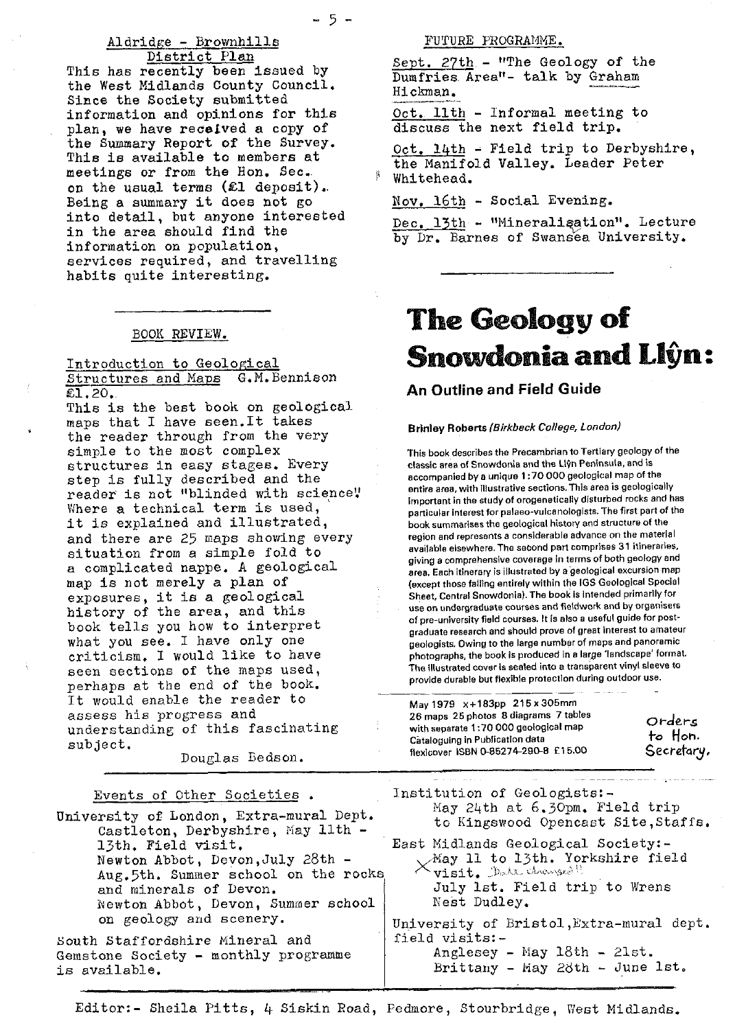## Aldridge - Brownhills District Plan

This has recently been issued by the West Midlands County Council. Since the Society submitted information and opinions for this plan, we have received a copy of the Summary Report of the Survey. This is available to members at meetings or from the Hon. Sec. on the usual terms (£1 deposit). Being a summary it does not go into detail, but anyone interested in the area should find the information on population, services required, and travelling habits quite interesting.

## BOOK REVIEW.

Introduction to Geological Structures and Maps G.M.Bennison £1.20.

This is the best book on geological maps that I have seen. It takes the reader through from the very simple to the most complex structures in easy stages. Every step is fully described and the reader is not "blinded with science". Where a technical term is used, it is explained and illustrated, and there are 25 maps showing every situation from a simple fold to a complicated nappe. A geological map is not merely a plan of exposures, it is a geological history of the area, and this book tells you how to interpret what you see. I have only one criticism. I would like to have seen sections of the maps used, perhaps at the end of the book. It would enable the reader to assess his progress and understanding of this fascinating subject.

Douglas Bedson.

## FUTURE PROGRAMME.

Sept. 27th - "The Geology of the Dumfries Area"- talk by Graham Hickman.

Oct. 11th - Informal meeting to discuss the next field trip.

Oct. 14th - Field trip to Derbyshire, the Manifold Valley. Leader Peter Whitehead.

Nov. 16th - Social Evening.

Dec. 13th - "Mineralisation". Lecture by Dr. Barnes of Swansea University.

# The Geology of Snowdonia and Llŷn:

### An Outline and Field Guide

**Brinley Roberts** *(Birkbeck College, London)*

This book describes the Precambrian to Tertiary geology of the classic area of Snowdonia and the Llŷn Peninsula, and is accompanied by a unique 1:70 000 geological map of the entire area, with illustrative sections. This area is geologically important in the study of orogenetically disturbed rocks and has particular interest for palaeo-vulcanologists. The first part of the book summarises the geological history and structure of the region and represents a considerable advance on the material available elsewhere. The second part comprises 31 itineraries, giving a comprehensive coverage in terms of both geology and area. Each itinerary is illustrated by a geological excursion map (except those falling entirely within the IGS Geological Special Sheet, Central Snowdonia). The book is intended primarily for use on undergraduate courses and fieldwork and by organisers of pre-university field courses. It is also a useful guide for post-graduate research and should prove of great interest to amateur geologists. Owing to the large number of maps and panoramic photographs, the book is produced in a large 'landscape' format. The illustrated cover is sealed into a transparent vinyl sleeve to provide durable but flexible protection during outdoor use.

May 1979 x+183pp 215 x 305mm
26 maps 25 photos 8 diagrams 7 tables
with separate 1:70 000 geological map
Cataloguing in Publication data
flexicover ISBN 0-85274-290-8 £15.00

Orders to Hon. Secretary.

## Events of Other Societies.

University of London, Extra-mural Dept.
- Castleton, Derbyshire, May 11th - 13th. Field visit.
- Newton Abbot, Devon, July 28th - Aug.5th. Summer school on the rocks and minerals of Devon.
- Newton Abbot, Devon, Summer school on geology and scenery.

South Staffordshire Mineral and Gemstone Society - monthly programme is available.

Institution of Geologists:-
- May 24th at 6.30pm. Field trip to Kingswood Opencast Site, Staffs.

East Midlands Geological Society:-
- May 11 to 13th. Yorkshire field visit. Date changed!
- July 1st. Field trip to Wrens Nest Dudley.

University of Bristol, Extra-mural dept. field visits:-
- Anglesey - May 18th - 21st.
- Brittany - May 28th - June 1st.

Editor:- Sheila Pitts, 4 Siskin Road, Pedmore, Stourbridge, West Midlands.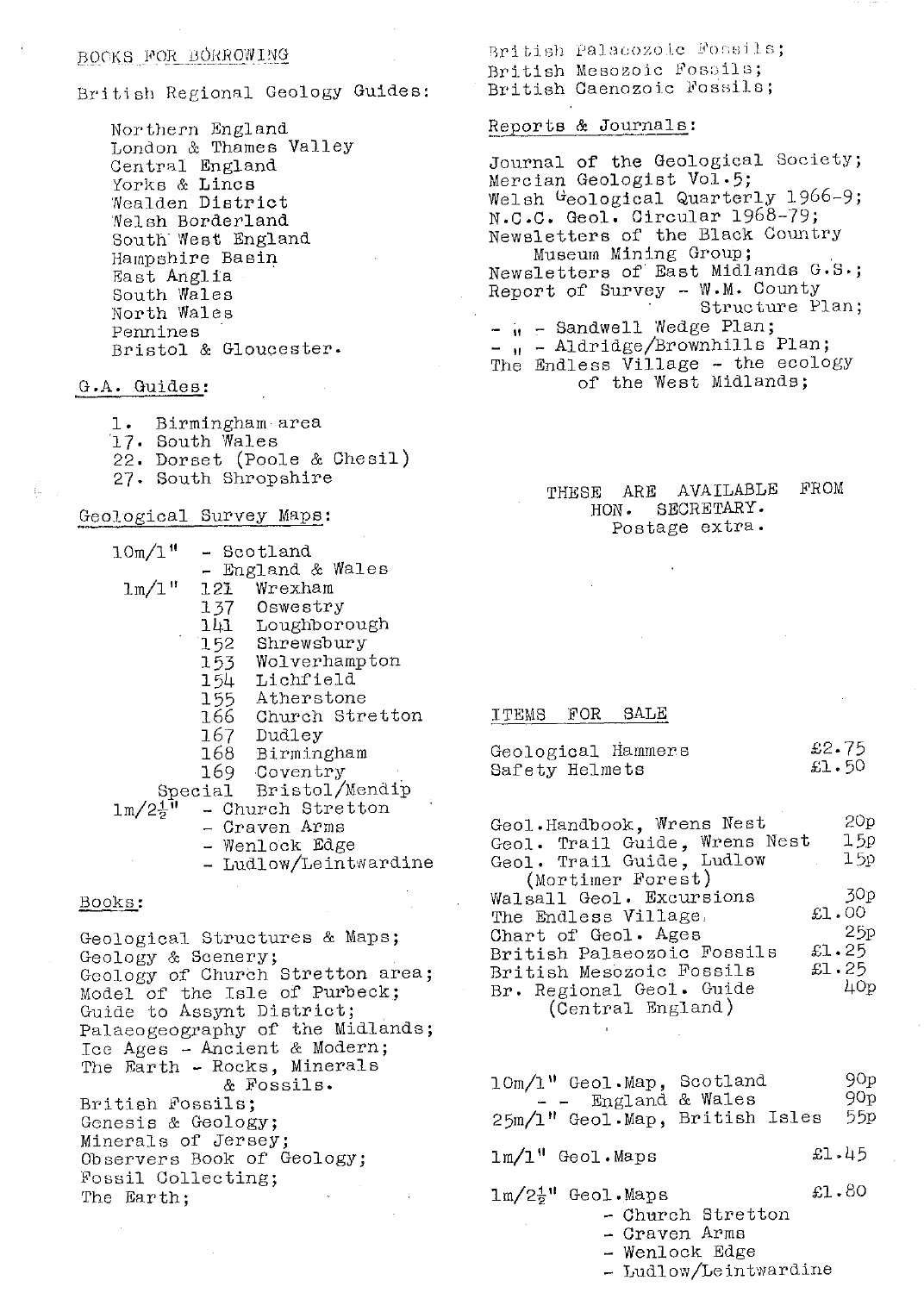## BOOKS FOR BORROWING

British Regional Geology Guides:

- Northern England
- London & Thames Valley
- Central England
- Yorks & Lincs
- Wealden District
- Welsh Borderland
- South West England
- Hampshire Basin
- East Anglia
- South Wales
- North Wales
- Pennines
- Bristol & Gloucester.

G.A. Guides:

1. Birmingham area
17. South Wales
22. Dorset (Poole & Chesil)
27. South Shropshire

Geological Survey Maps:

10m/1" - Scotland
- England & Wales

1m/1"
- 121 Wrexham
- 137 Oswestry
- 141 Loughborough
- 152 Shrewsbury
- 153 Wolverhampton
- 154 Lichfield
- 155 Atherstone
- 166 Church Stretton
- 167 Dudley
- 168 Birmingham
- 169 Coventry
- Special Bristol/Mendip

1m/2½"
- Church Stretton
- Craven Arms
- Wenlock Edge
- Ludlow/Leintwardine

Books:

Geological Structures & Maps;
Geology & Scenery;
Geology of Church Stretton area;
Model of the Isle of Purbeck;
Guide to Assynt District;
Palaeogeography of the Midlands;
Ice Ages - Ancient & Modern;
The Earth - Rocks, Minerals & Fossils.
British Fossils;
Genesis & Geology;
Minerals of Jersey;
Observers Book of Geology;
Fossil Collecting;
The Earth;
British Palaeozoic Fossils;
British Mesozoic Fossils;
British Caenozoic Fossils;

Reports & Journals:

Journal of the Geological Society;
Mercian Geologist Vol.5;
Welsh Geological Quarterly 1966-9;
N.C.C. Geol. Circular 1968-79;
Newsletters of the Black Country Museum Mining Group;
Newsletters of East Midlands G.S.;
Report of Survey - W.M. County Structure Plan;
- " - Sandwell Wedge Plan;
- " - Aldridge/Brownhills Plan;
The Endless Village - the ecology of the West Midlands;

THESE ARE AVAILABLE FROM HON. SECRETARY.
Postage extra.

## ITEMS FOR SALE

| | |
|---|---|
| Geological Hammers | £2.75 |
| Safety Helmets | £1.50 |
| Geol.Handbook, Wrens Nest | 20p |
| Geol. Trail Guide, Wrens Nest | 15p |
| Geol. Trail Guide, Ludlow (Mortimer Forest) | 15p |
| Walsall Geol. Excursions | 30p |
| The Endless Village | £1.00 |
| Chart of Geol. Ages | 25p |
| British Palaeozoic Fossils | £1.25 |
| British Mesozoic Fossils | £1.25 |
| Br. Regional Geol. Guide (Central England) | 40p |
| 10m/1" Geol.Map, Scotland | 90p |
| - - England & Wales | 90p |
| 25m/1" Geol.Map, British Isles | 55p |
| 1m/1" Geol.Maps | £1.45 |
| 1m/2½" Geol.Maps - Church Stretton - Craven Arms - Wenlock Edge - Ludlow/Leintwardine | £1.80 |